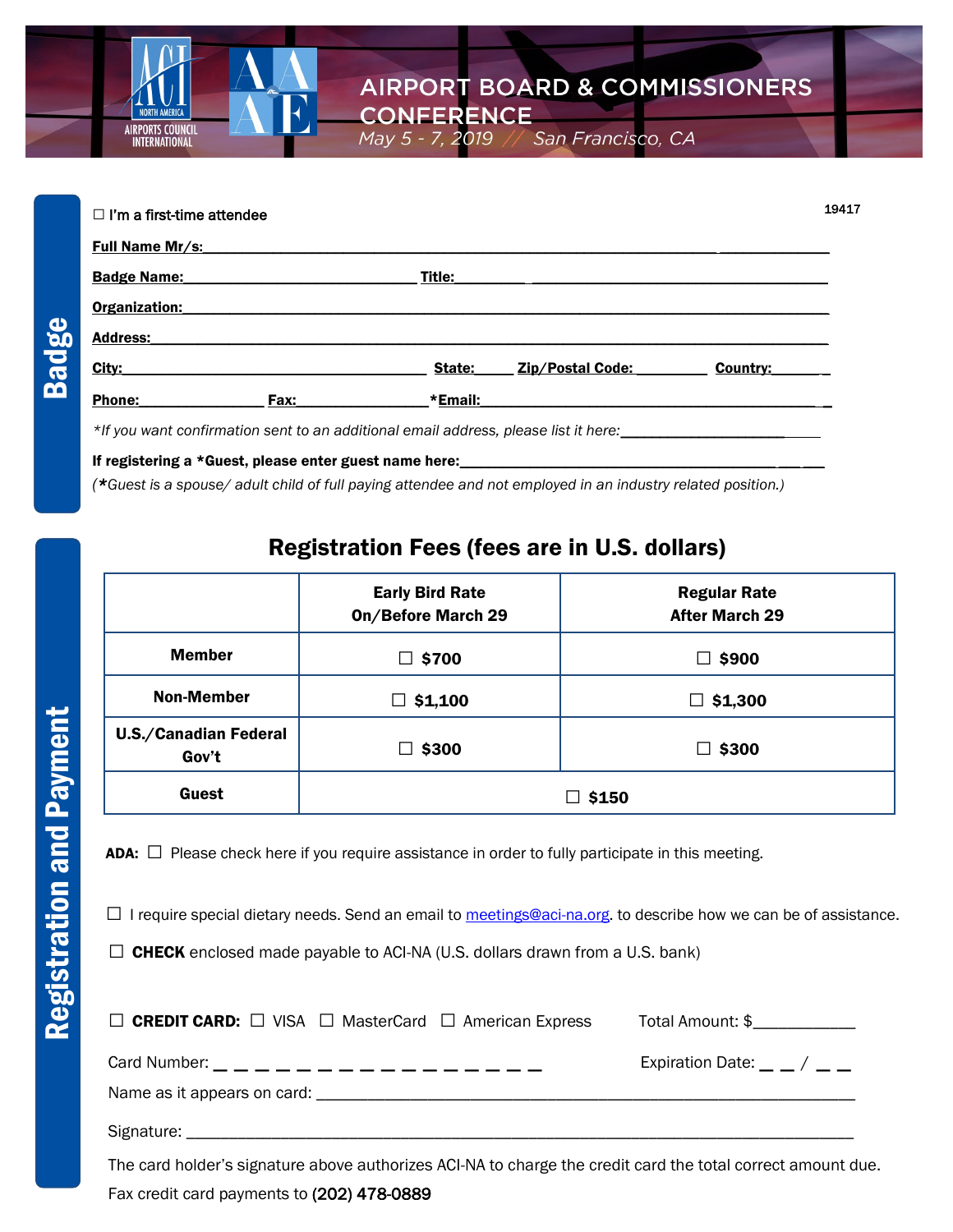# AIRPORT BOARD & COMMISSIONERS CONFERENCE

*May 5 - 7, 2019 // San Francisco, CA*

## Badge

19417

☐ I'm a first-time attendee

**Full Name Mr/s:**___________________________________________________________

**Badge Name:**_____________________________ **Title:**________________________________

**Organization:**____________________________________________________________

**Address:**________________________________________________________________

**City:**_____________________________ **State:**_____ **Zip/Postal Code:**_________ **Country:**_______

**Phone:**_______________ **Fax:**_______________ ***Email:**____________________________________

*\*If you want confirmation sent to an additional email address, please list it here:*______________________

**If registering a \*Guest, please enter guest name here:**__________________________________________

*(**\***Guest is a spouse/ adult child of full paying attendee and not employed in an industry related position.)*

## Registration and Payment

### Registration Fees (fees are in U.S. dollars)

| | Early Bird Rate On/Before March 29 | Regular Rate After March 29 |
|---|---|---|
| **Member** | ☐ **$700** | ☐ **$900** |
| **Non-Member** | ☐ **$1,100** | ☐ **$1,300** |
| **U.S./Canadian Federal Gov't** | ☐ **$300** | ☐ **$300** |
| **Guest** | ☐ **$150** | |

**ADA:** ☐ Please check here if you require assistance in order to fully participate in this meeting.

☐ I require special dietary needs. Send an email to meetings@aci-na.org. to describe how we can be of assistance.

☐ **CHECK** enclosed made payable to ACI-NA (U.S. dollars drawn from a U.S. bank)

☐ **CREDIT CARD:** ☐ VISA ☐ MasterCard ☐ American Express    Total Amount: $___________

Card Number: _ _ _ _ _ _ _ _ _ _ _ _ _ _ _ _    Expiration Date: _ _ / _ _

Name as it appears on card: ____________________________________________________

Signature: ______________________________________________________________

The card holder's signature above authorizes ACI-NA to charge the credit card the total correct amount due.

Fax credit card payments to (202) 478-0889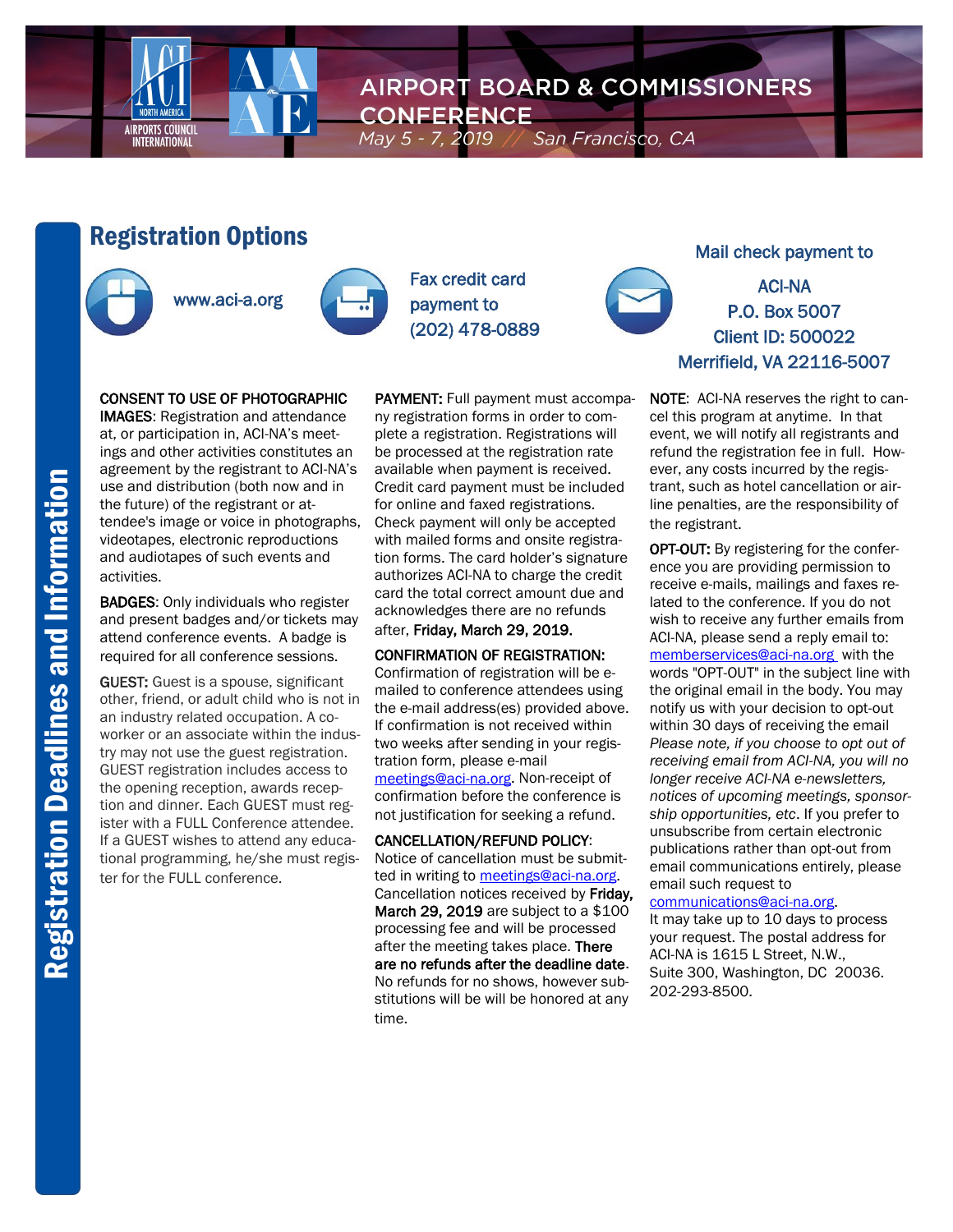# AIRPORT BOARD & COMMISSIONERS CONFERENCE

*May 5 - 7, 2019 // San Francisco, CA*

## Registration Deadlines and Information

## Registration Options

www.aci-a.org

Fax credit card payment to (202) 478-0889

Mail check payment to

ACI-NA
P.O. Box 5007
Client ID: 500022
Merrifield, VA 22116-5007

**CONSENT TO USE OF PHOTOGRAPHIC IMAGES**: Registration and attendance at, or participation in, ACI-NA's meetings and other activities constitutes an agreement by the registrant to ACI-NA's use and distribution (both now and in the future) of the registrant or attendee's image or voice in photographs, videotapes, electronic reproductions and audiotapes of such events and activities.

**BADGES**: Only individuals who register and present badges and/or tickets may attend conference events. A badge is required for all conference sessions.

**GUEST:** Guest is a spouse, significant other, friend, or adult child who is not in an industry related occupation. A co-worker or an associate within the industry may not use the guest registration. GUEST registration includes access to the opening reception, awards reception and dinner. Each GUEST must register with a FULL Conference attendee. If a GUEST wishes to attend any educational programming, he/she must register for the FULL conference.

**PAYMENT:** Full payment must accompany registration forms in order to complete a registration. Registrations will be processed at the registration rate available when payment is received. Credit card payment must be included for online and faxed registrations. Check payment will only be accepted with mailed forms and onsite registration forms. The card holder's signature authorizes ACI-NA to charge the credit card the total correct amount due and acknowledges there are no refunds after, **Friday, March 29, 2019.**

**CONFIRMATION OF REGISTRATION:** Confirmation of registration will be e-mailed to conference attendees using the e-mail address(es) provided above. If confirmation is not received within two weeks after sending in your registration form, please e-mail meetings@aci-na.org. Non-receipt of confirmation before the conference is not justification for seeking a refund.

**CANCELLATION/REFUND POLICY**: Notice of cancellation must be submitted in writing to meetings@aci-na.org. Cancellation notices received by **Friday, March 29, 2019** are subject to a $100 processing fee and will be processed after the meeting takes place. **There are no refunds after the deadline date**. No refunds for no shows, however substitutions will be will be honored at any time.

**NOTE**: ACI-NA reserves the right to cancel this program at anytime. In that event, we will notify all registrants and refund the registration fee in full. However, any costs incurred by the registrant, such as hotel cancellation or airline penalties, are the responsibility of the registrant.

**OPT-OUT:** By registering for the conference you are providing permission to receive e-mails, mailings and faxes related to the conference. If you do not wish to receive any further emails from ACI-NA, please send a reply email to: memberservices@aci-na.org with the words "OPT-OUT" in the subject line with the original email in the body. You may notify us with your decision to opt-out within 30 days of receiving the email *Please note, if you choose to opt out of receiving email from ACI-NA, you will no longer receive ACI-NA e-newsletters, notices of upcoming meetings, sponsorship opportunities, etc*. If you prefer to unsubscribe from certain electronic publications rather than opt-out from email communications entirely, please email such request to communications@aci-na.org.
It may take up to 10 days to process your request. The postal address for ACI-NA is 1615 L Street, N.W., Suite 300, Washington, DC 20036. 202-293-8500.